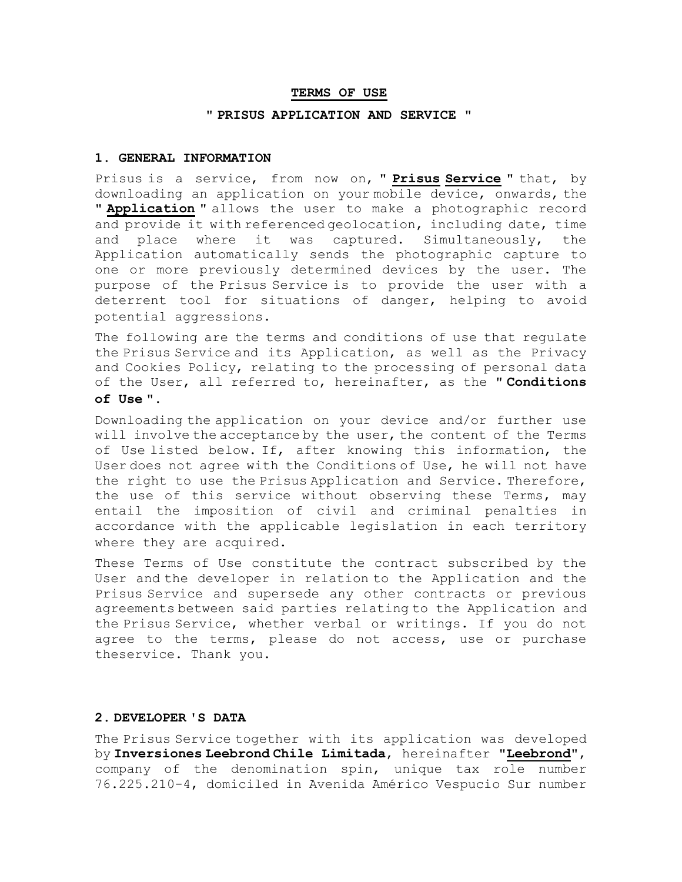# TERMS OF USE

## " PRISUS APPLICATION AND SERVICE "

### 1. GENERAL INFORMATION

Prisus is a service, from now on, " **Prisus Service** " that, by downloading an application on your mobile device, onwards, the " **Application** " allows the user to make a photographic record and provide it with referenced geolocation, including date, time and place where it was captured. Simultaneously, the Application automatically sends the photographic capture to one or more previously determined devices by the user. The purpose of the Prisus Service is to provide the user with a deterrent tool for situations of danger, helping to avoid potential aggressions.

The following are the terms and conditions of use that regulate the Prisus Service and its Application, as well as the Privacy and Cookies Policy, relating to the processing of personal data of the User, all referred to, hereinafter, as the " **Conditions of Use** ".

Downloading the application on your device and/or further use will involve the acceptance by the user, the content of the Terms of Use listed below. If, after knowing this information, the User does not agree with the Conditions of Use, he will not have the right to use the Prisus Application and Service. Therefore, the use of this service without observing these Terms, may entail the imposition of civil and criminal penalties in accordance with the applicable legislation in each territory where they are acquired.

These Terms of Use constitute the contract subscribed by the User and the developer in relation to the Application and the Prisus Service and supersede any other contracts or previous agreements between said parties relating to the Application and the Prisus Service, whether verbal or writings. If you do not agree to the terms, please do not access, use or purchase theservice. Thank you.

### 2. DEVELOPER 'S DATA

The Prisus Service together with its application was developed by **Inversiones Leebrond Chile Limitada**, hereinafter "**Leebrond**", company of the denomination spin, unique tax role number 76.225.210-4, domiciled in Avenida Américo Vespucio Sur number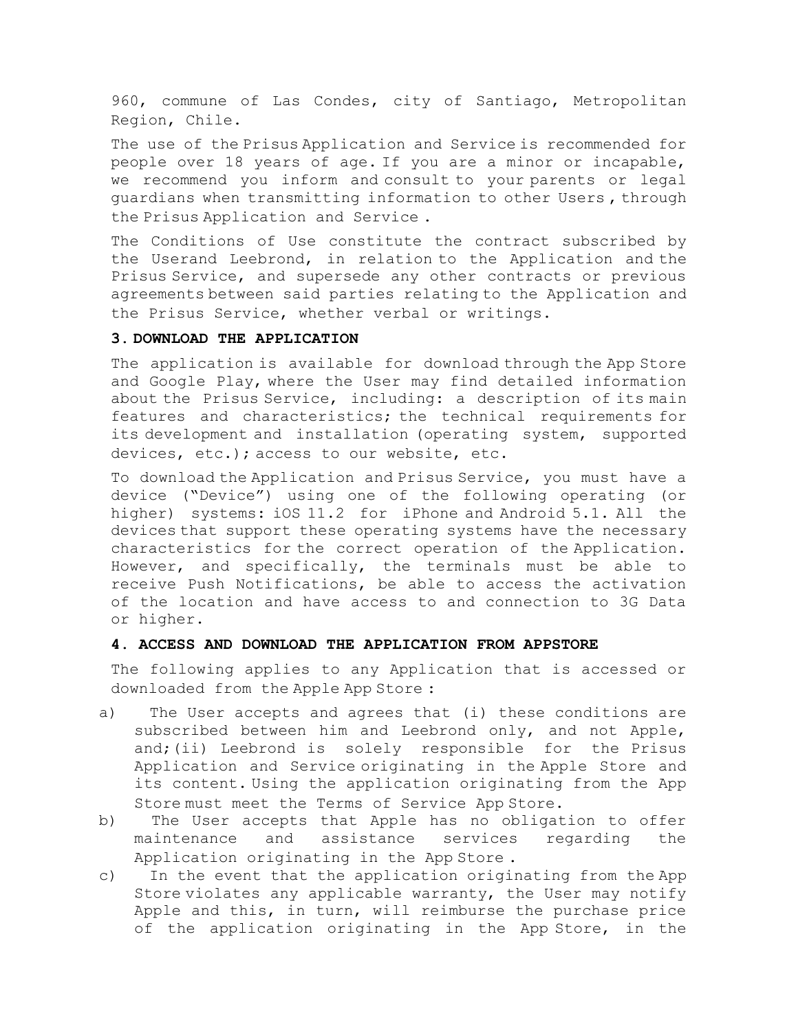960, commune of Las Condes, city of Santiago, Metropolitan Region, Chile.

The use of the Prisus Application and Service is recommended for people over 18 years of age. If you are a minor or incapable, we recommend you inform and consult to your parents or legal guardians when transmitting information to other Users , through the Prisus Application and Service .

The Conditions of Use constitute the contract subscribed by the Userand Leebrond, in relation to the Application and the Prisus Service, and supersede any other contracts or previous agreements between said parties relating to the Application and the Prisus Service, whether verbal or writings.

## 3. DOWNLOAD THE APPLICATION

The application is available for download through the App Store and Google Play, where the User may find detailed information about the Prisus Service, including: a description of its main features and characteristics; the technical requirements for its development and installation (operating system, supported devices, etc.); access to our website, etc.

To download the Application and Prisus Service, you must have a device ("Device") using one of the following operating (or higher) systems: iOS 11.2 for iPhone and Android 5.1. All the devices that support these operating systems have the necessary characteristics for the correct operation of the Application. However, and specifically, the terminals must be able to receive Push Notifications, be able to access the activation of the location and have access to and connection to 3G Data or higher.

## 4. ACCESS AND DOWNLOAD THE APPLICATION FROM APPSTORE

The following applies to any Application that is accessed or downloaded from the Apple App Store :

a) The User accepts and agrees that (i) these conditions are subscribed between him and Leebrond only, and not Apple, and;(ii) Leebrond is solely responsible for the Prisus Application and Service originating in the Apple Store and its content. Using the application originating from the App Store must meet the Terms of Service App Store.

b) The User accepts that Apple has no obligation to offer maintenance and assistance services regarding the Application originating in the App Store .

c) In the event that the application originating from the App Store violates any applicable warranty, the User may notify Apple and this, in turn, will reimburse the purchase price of the application originating in the App Store, in the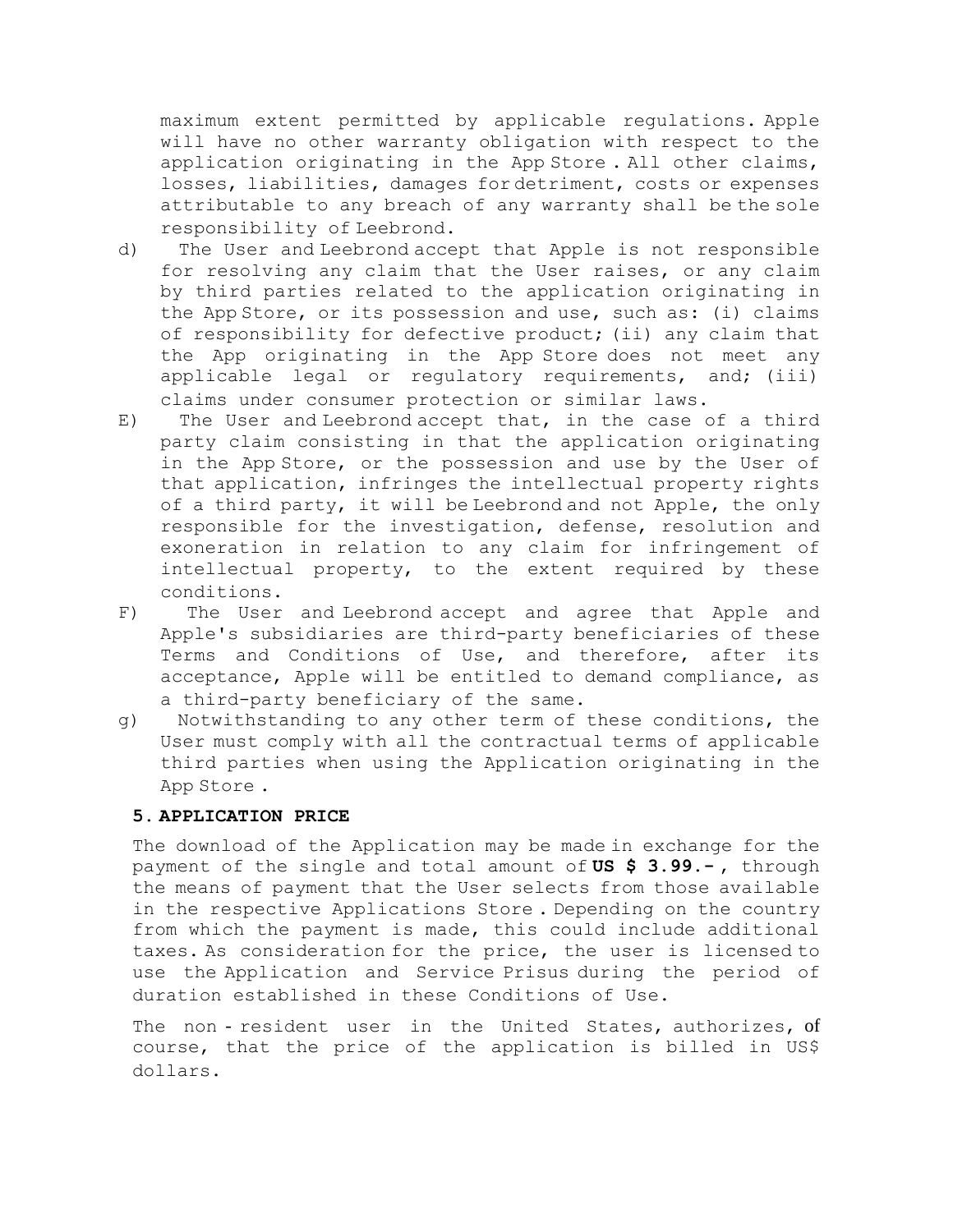maximum extent permitted by applicable regulations. Apple will have no other warranty obligation with respect to the application originating in the App Store . All other claims, losses, liabilities, damages for detriment, costs or expenses attributable to any breach of any warranty shall be the sole responsibility of Leebrond.

d) The User and Leebrond accept that Apple is not responsible for resolving any claim that the User raises, or any claim by third parties related to the application originating in the App Store, or its possession and use, such as: (i) claims of responsibility for defective product; (ii) any claim that the App originating in the App Store does not meet any applicable legal or regulatory requirements, and; (iii) claims under consumer protection or similar laws.

E) The User and Leebrond accept that, in the case of a third party claim consisting in that the application originating in the App Store, or the possession and use by the User of that application, infringes the intellectual property rights of a third party, it will be Leebrond and not Apple, the only responsible for the investigation, defense, resolution and exoneration in relation to any claim for infringement of intellectual property, to the extent required by these conditions.

F) The User and Leebrond accept and agree that Apple and Apple's subsidiaries are third-party beneficiaries of these Terms and Conditions of Use, and therefore, after its acceptance, Apple will be entitled to demand compliance, as a third-party beneficiary of the same.

g) Notwithstanding to any other term of these conditions, the User must comply with all the contractual terms of applicable third parties when using the Application originating in the App Store .

### 5. APPLICATION PRICE

The download of the Application may be made in exchange for the payment of the single and total amount of **US $ 3.99.-** , through the means of payment that the User selects from those available in the respective Applications Store . Depending on the country from which the payment is made, this could include additional taxes. As consideration for the price, the user is licensed to use the Application and Service Prisus during the period of duration established in these Conditions of Use.

The non - resident user in the United States, authorizes, of course, that the price of the application is billed in US$ dollars.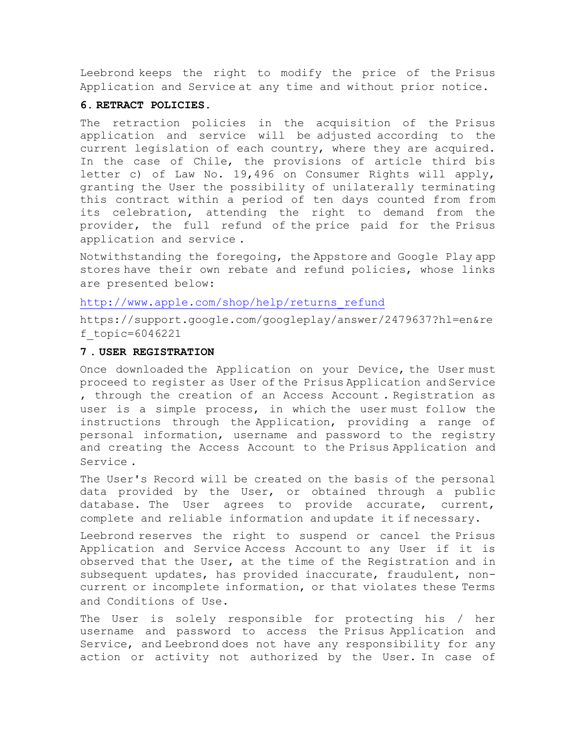Leebrond keeps the right to modify the price of the Prisus Application and Service at any time and without prior notice.

### 6. RETRACT POLICIES.

The retraction policies in the acquisition of the Prisus application and service will be adjusted according to the current legislation of each country, where they are acquired. In the case of Chile, the provisions of article third bis letter c) of Law No. 19,496 on Consumer Rights will apply, granting the User the possibility of unilaterally terminating this contract within a period of ten days counted from from its celebration, attending the right to demand from the provider, the full refund of the price paid for the Prisus application and service .

Notwithstanding the foregoing, the Appstore and Google Play app stores have their own rebate and refund policies, whose links are presented below:

http://www.apple.com/shop/help/returns_refund

https://support.google.com/googleplay/answer/2479637?hl=en&ref_topic=6046221

### 7 . USER REGISTRATION

Once downloaded the Application on your Device, the User must proceed to register as User of the Prisus Application and Service , through the creation of an Access Account . Registration as user is a simple process, in which the user must follow the instructions through the Application, providing a range of personal information, username and password to the registry and creating the Access Account to the Prisus Application and Service .

The User's Record will be created on the basis of the personal data provided by the User, or obtained through a public database. The User agrees to provide accurate, current, complete and reliable information and update it if necessary.

Leebrond reserves the right to suspend or cancel the Prisus Application and Service Access Account to any User if it is observed that the User, at the time of the Registration and in subsequent updates, has provided inaccurate, fraudulent, non-current or incomplete information, or that violates these Terms and Conditions of Use.

The User is solely responsible for protecting his / her username and password to access the Prisus Application and Service, and Leebrond does not have any responsibility for any action or activity not authorized by the User. In case of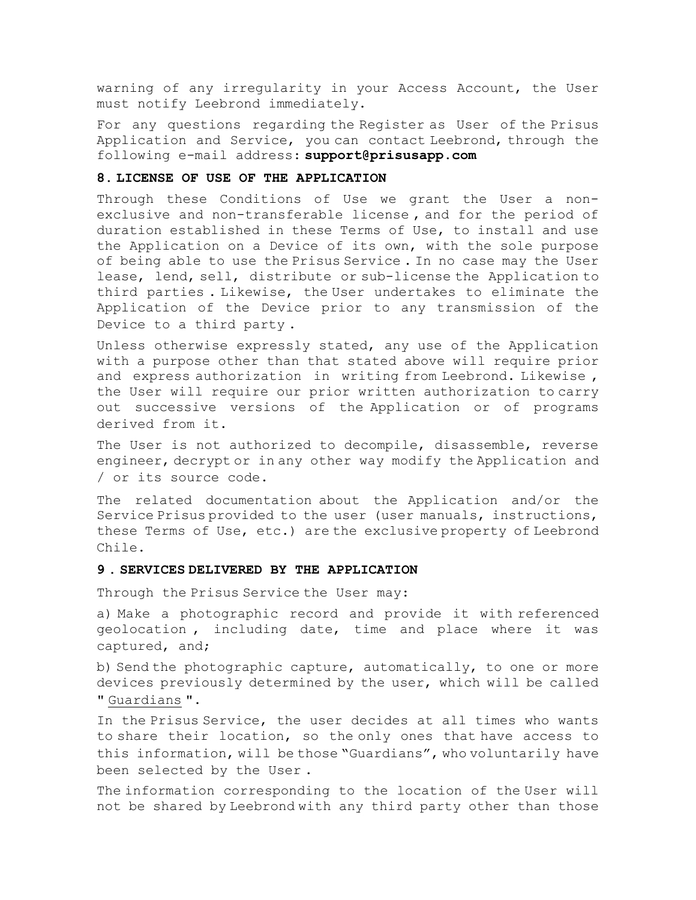warning of any irregularity in your Access Account, the User must notify Leebrond immediately.

For any questions regarding the Register as User of the Prisus Application and Service, you can contact Leebrond, through the following e-mail address: **support@prisusapp.com**

## 8. LICENSE OF USE OF THE APPLICATION

Through these Conditions of Use we grant the User a non-exclusive and non-transferable license , and for the period of duration established in these Terms of Use, to install and use the Application on a Device of its own, with the sole purpose of being able to use the Prisus Service . In no case may the User lease, lend, sell, distribute or sub-license the Application to third parties . Likewise, the User undertakes to eliminate the Application of the Device prior to any transmission of the Device to a third party .

Unless otherwise expressly stated, any use of the Application with a purpose other than that stated above will require prior and express authorization in writing from Leebrond. Likewise , the User will require our prior written authorization to carry out successive versions of the Application or of programs derived from it.

The User is not authorized to decompile, disassemble, reverse engineer, decrypt or in any other way modify the Application and / or its source code.

The related documentation about the Application and/or the Service Prisus provided to the user (user manuals, instructions, these Terms of Use, etc.) are the exclusive property of Leebrond Chile.

## 9 . SERVICES DELIVERED BY THE APPLICATION

Through the Prisus Service the User may:

a) Make a photographic record and provide it with referenced geolocation , including date, time and place where it was captured, and;

b) Send the photographic capture, automatically, to one or more devices previously determined by the user, which will be called " Guardians ".

In the Prisus Service, the user decides at all times who wants to share their location, so the only ones that have access to this information, will be those "Guardians", who voluntarily have been selected by the User .

The information corresponding to the location of the User will not be shared by Leebrond with any third party other than those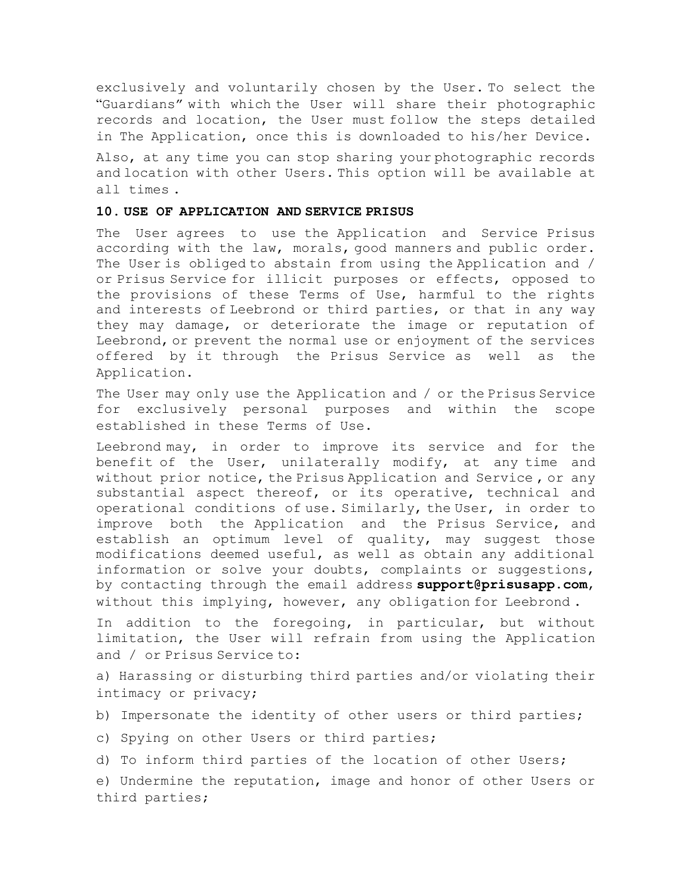exclusively and voluntarily chosen by the User. To select the "Guardians" with which the User will share their photographic records and location, the User must follow the steps detailed in The Application, once this is downloaded to his/her Device.

Also, at any time you can stop sharing your photographic records and location with other Users. This option will be available at all times .

## 10. USE OF APPLICATION AND SERVICE PRISUS

The User agrees to use the Application and Service Prisus according with the law, morals, good manners and public order. The User is obliged to abstain from using the Application and / or Prisus Service for illicit purposes or effects, opposed to the provisions of these Terms of Use, harmful to the rights and interests of Leebrond or third parties, or that in any way they may damage, or deteriorate the image or reputation of Leebrond, or prevent the normal use or enjoyment of the services offered by it through the Prisus Service as well as the Application.

The User may only use the Application and / or the Prisus Service for exclusively personal purposes and within the scope established in these Terms of Use.

Leebrond may, in order to improve its service and for the benefit of the User, unilaterally modify, at any time and without prior notice, the Prisus Application and Service , or any substantial aspect thereof, or its operative, technical and operational conditions of use. Similarly, the User, in order to improve both the Application and the Prisus Service, and establish an optimum level of quality, may suggest those modifications deemed useful, as well as obtain any additional information or solve your doubts, complaints or suggestions, by contacting through the email address **support@prisusapp.com**, without this implying, however, any obligation for Leebrond .

In addition to the foregoing, in particular, but without limitation, the User will refrain from using the Application and / or Prisus Service to:

a) Harassing or disturbing third parties and/or violating their intimacy or privacy;

b) Impersonate the identity of other users or third parties;

c) Spying on other Users or third parties;

d) To inform third parties of the location of other Users;

e) Undermine the reputation, image and honor of other Users or third parties;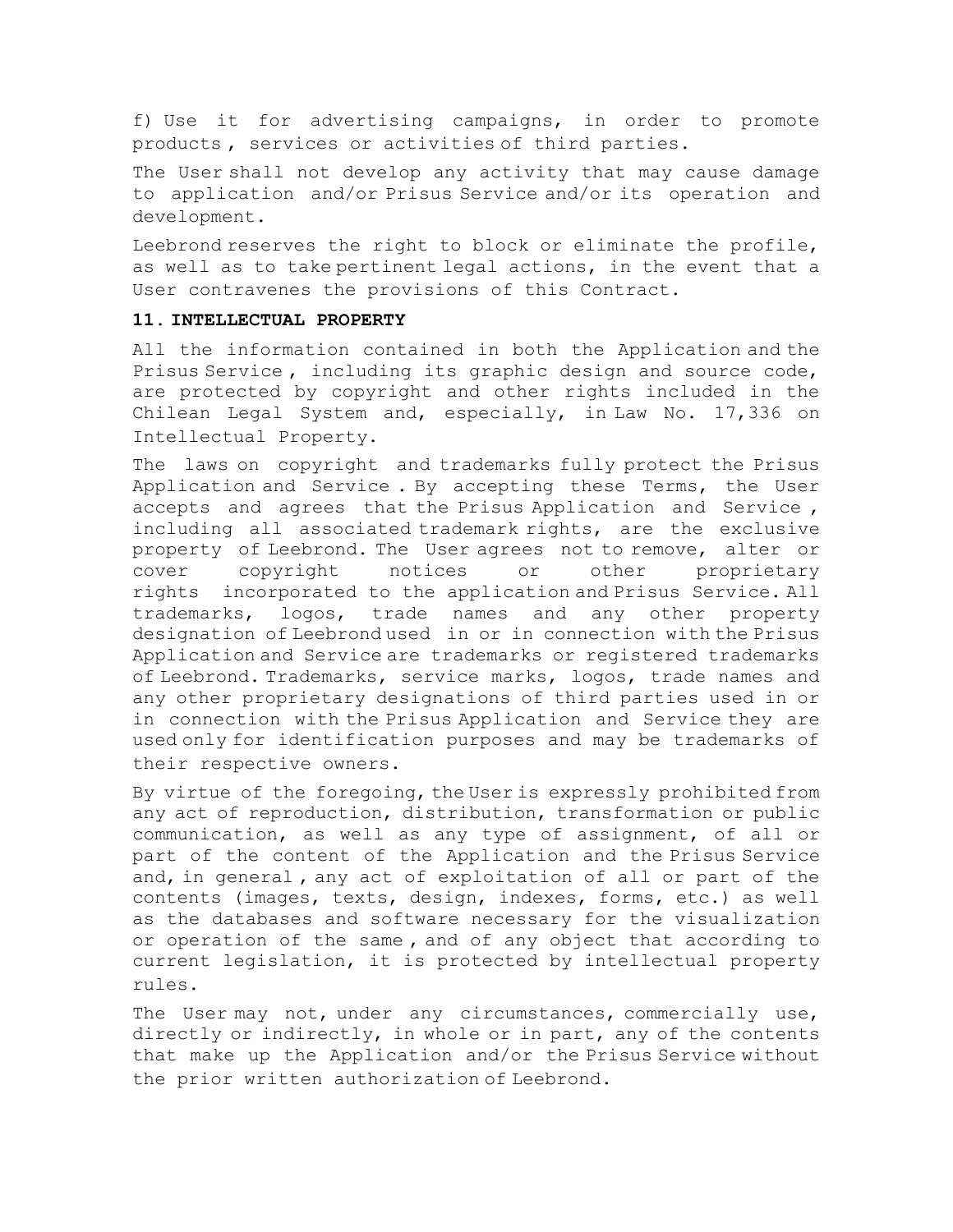f) Use it for advertising campaigns, in order to promote products , services or activities of third parties.

The User shall not develop any activity that may cause damage to application and/or Prisus Service and/or its operation and development.

Leebrond reserves the right to block or eliminate the profile, as well as to take pertinent legal actions, in the event that a User contravenes the provisions of this Contract.

**11. INTELLECTUAL PROPERTY**

All the information contained in both the Application and the Prisus Service , including its graphic design and source code, are protected by copyright and other rights included in the Chilean Legal System and, especially, in Law No. 17,336 on Intellectual Property.

The laws on copyright and trademarks fully protect the Prisus Application and Service . By accepting these Terms, the User accepts and agrees that the Prisus Application and Service , including all associated trademark rights, are the exclusive property of Leebrond. The User agrees not to remove, alter or cover copyright notices or other proprietary rights incorporated to the application and Prisus Service. All trademarks, logos, trade names and any other property designation of Leebrond used in or in connection with the Prisus Application and Service are trademarks or registered trademarks of Leebrond. Trademarks, service marks, logos, trade names and any other proprietary designations of third parties used in or in connection with the Prisus Application and Service they are used only for identification purposes and may be trademarks of their respective owners.

By virtue of the foregoing, the User is expressly prohibited from any act of reproduction, distribution, transformation or public communication, as well as any type of assignment, of all or part of the content of the Application and the Prisus Service and, in general , any act of exploitation of all or part of the contents (images, texts, design, indexes, forms, etc.) as well as the databases and software necessary for the visualization or operation of the same , and of any object that according to current legislation, it is protected by intellectual property rules.

The User may not, under any circumstances, commercially use, directly or indirectly, in whole or in part, any of the contents that make up the Application and/or the Prisus Service without the prior written authorization of Leebrond.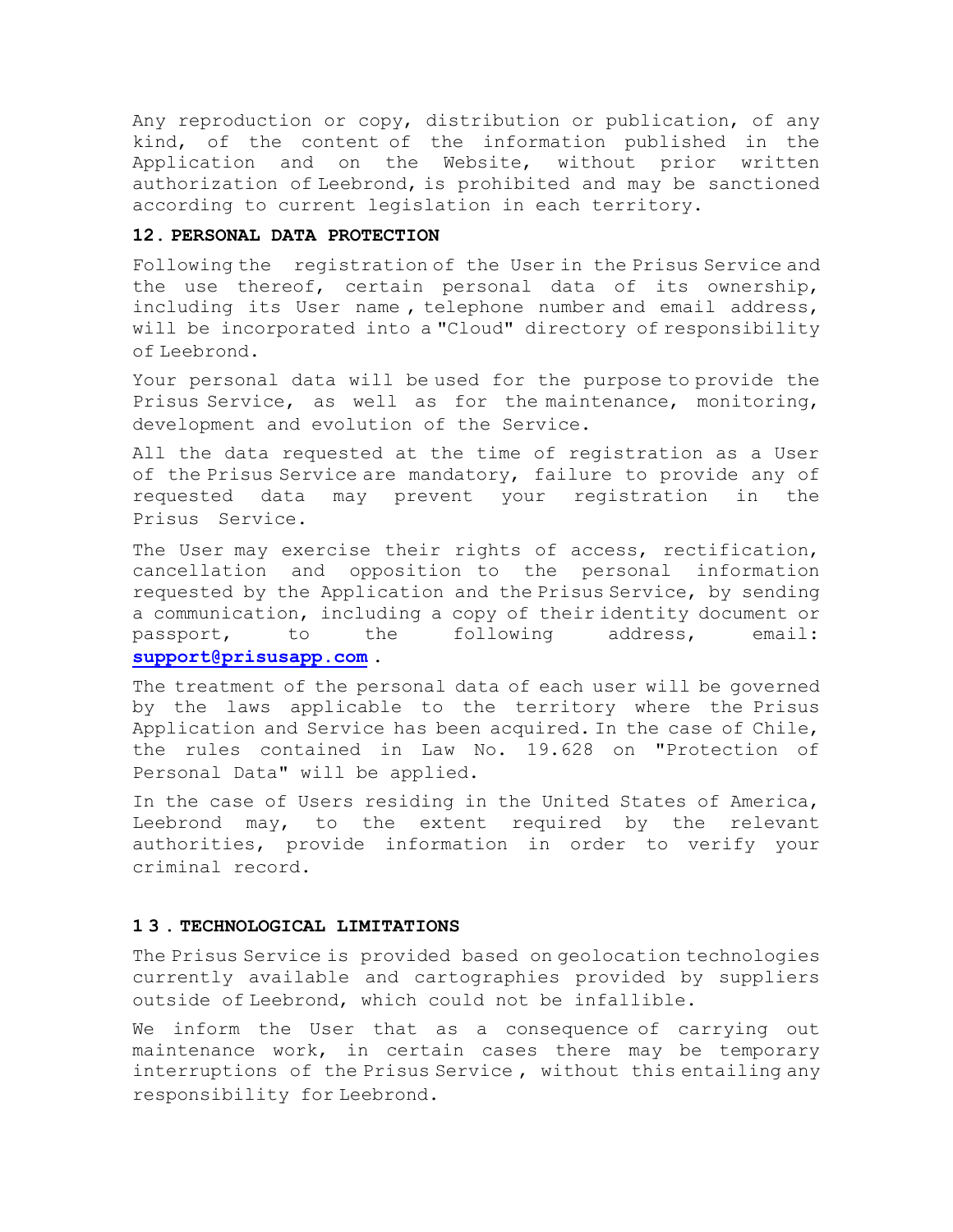Any reproduction or copy, distribution or publication, of any kind, of the content of the information published in the Application and on the Website, without prior written authorization of Leebrond, is prohibited and may be sanctioned according to current legislation in each territory.

## 12. PERSONAL DATA PROTECTION

Following the registration of the User in the Prisus Service and the use thereof, certain personal data of its ownership, including its User name, telephone number and email address, will be incorporated into a "Cloud" directory of responsibility of Leebrond.

Your personal data will be used for the purpose to provide the Prisus Service, as well as for the maintenance, monitoring, development and evolution of the Service.

All the data requested at the time of registration as a User of the Prisus Service are mandatory, failure to provide any of requested data may prevent your registration in the Prisus Service.

The User may exercise their rights of access, rectification, cancellation and opposition to the personal information requested by the Application and the Prisus Service, by sending a communication, including a copy of their identity document or passport, to the following address, email: **support@prisusapp.com**.

The treatment of the personal data of each user will be governed by the laws applicable to the territory where the Prisus Application and Service has been acquired. In the case of Chile, the rules contained in Law No. 19.628 on "Protection of Personal Data" will be applied.

In the case of Users residing in the United States of America, Leebrond may, to the extent required by the relevant authorities, provide information in order to verify your criminal record.

## 13. TECHNOLOGICAL LIMITATIONS

The Prisus Service is provided based on geolocation technologies currently available and cartographies provided by suppliers outside of Leebrond, which could not be infallible.

We inform the User that as a consequence of carrying out maintenance work, in certain cases there may be temporary interruptions of the Prisus Service, without this entailing any responsibility for Leebrond.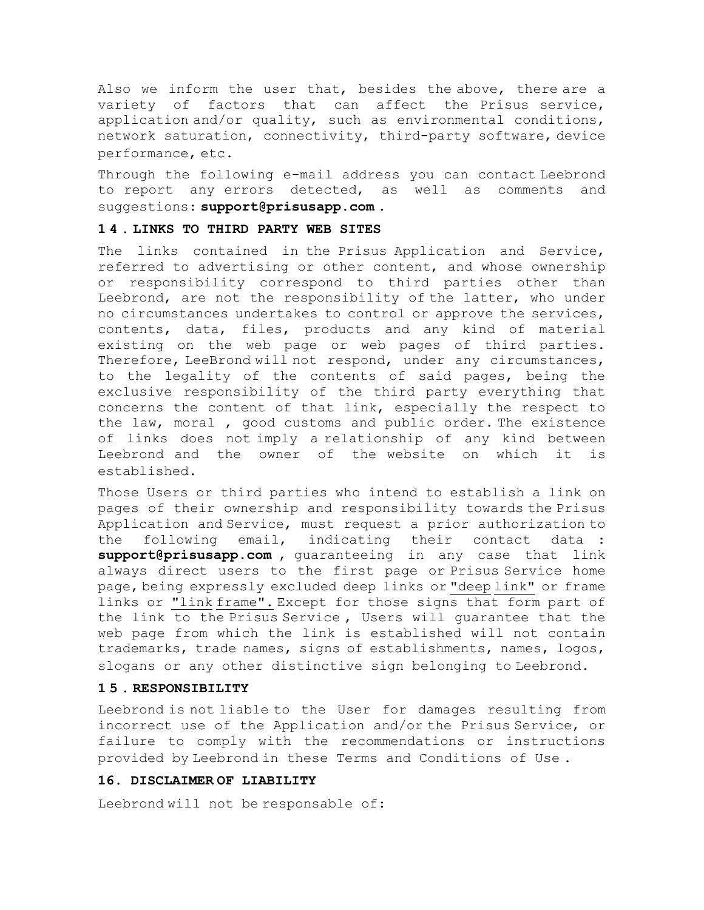Also we inform the user that, besides the above, there are a variety of factors that can affect the Prisus service, application and/or quality, such as environmental conditions, network saturation, connectivity, third-party software, device performance, etc.

Through the following e-mail address you can contact Leebrond to report any errors detected, as well as comments and suggestions: **support@prisusapp.com** .

### 14. LINKS TO THIRD PARTY WEB SITES

The links contained in the Prisus Application and Service, referred to advertising or other content, and whose ownership or responsibility correspond to third parties other than Leebrond, are not the responsibility of the latter, who under no circumstances undertakes to control or approve the services, contents, data, files, products and any kind of material existing on the web page or web pages of third parties. Therefore, LeeBrond will not respond, under any circumstances, to the legality of the contents of said pages, being the exclusive responsibility of the third party everything that concerns the content of that link, especially the respect to the law, moral , good customs and public order. The existence of links does not imply a relationship of any kind between Leebrond and the owner of the website on which it is established.

Those Users or third parties who intend to establish a link on pages of their ownership and responsibility towards the Prisus Application and Service, must request a prior authorization to the following email, indicating their contact data : **support@prisusapp.com** , guaranteeing in any case that link always direct users to the first page or Prisus Service home page, being expressly excluded deep links or "deep link" or frame links or "link frame". Except for those signs that form part of the link to the Prisus Service , Users will guarantee that the web page from which the link is established will not contain trademarks, trade names, signs of establishments, names, logos, slogans or any other distinctive sign belonging to Leebrond.

### 15. RESPONSIBILITY

Leebrond is not liable to the User for damages resulting from incorrect use of the Application and/or the Prisus Service, or failure to comply with the recommendations or instructions provided by Leebrond in these Terms and Conditions of Use .

### 16. DISCLAIMER OF LIABILITY

Leebrond will not be responsable of: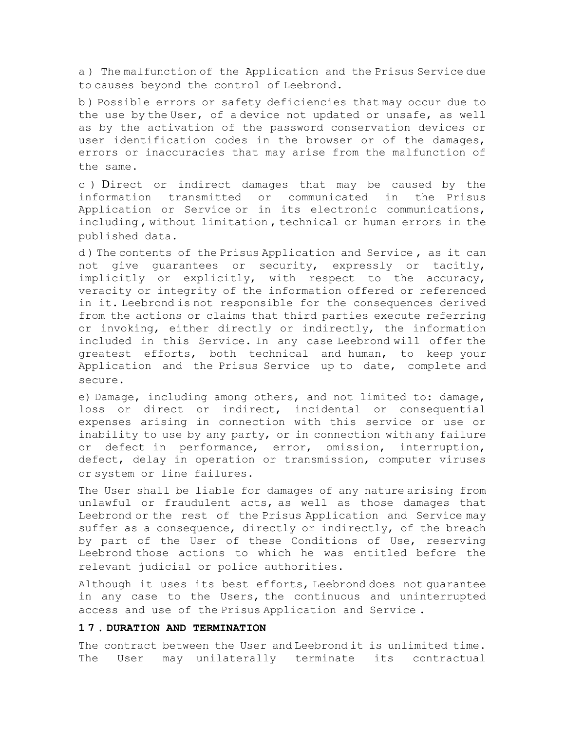a ) The malfunction of the Application and the Prisus Service due to causes beyond the control of Leebrond.

b ) Possible errors or safety deficiencies that may occur due to the use by the User, of a device not updated or unsafe, as well as by the activation of the password conservation devices or user identification codes in the browser or of the damages, errors or inaccuracies that may arise from the malfunction of the same.

c ) Direct or indirect damages that may be caused by the information transmitted or communicated in the Prisus Application or Service or in its electronic communications, including, without limitation, technical or human errors in the published data.

d ) The contents of the Prisus Application and Service, as it can not give guarantees or security, expressly or tacitly, implicitly or explicitly, with respect to the accuracy, veracity or integrity of the information offered or referenced in it. Leebrond is not responsible for the consequences derived from the actions or claims that third parties execute referring or invoking, either directly or indirectly, the information included in this Service. In any case Leebrond will offer the greatest efforts, both technical and human, to keep your Application and the Prisus Service up to date, complete and secure.

e) Damage, including among others, and not limited to: damage, loss or direct or indirect, incidental or consequential expenses arising in connection with this service or use or inability to use by any party, or in connection with any failure or defect in performance, error, omission, interruption, defect, delay in operation or transmission, computer viruses or system or line failures.

The User shall be liable for damages of any nature arising from unlawful or fraudulent acts, as well as those damages that Leebrond or the rest of the Prisus Application and Service may suffer as a consequence, directly or indirectly, of the breach by part of the User of these Conditions of Use, reserving Leebrond those actions to which he was entitled before the relevant judicial or police authorities.

Although it uses its best efforts, Leebrond does not guarantee in any case to the Users, the continuous and uninterrupted access and use of the Prisus Application and Service.

**17. DURATION AND TERMINATION**

The contract between the User and Leebrond it is unlimited time. The User may unilaterally terminate its contractual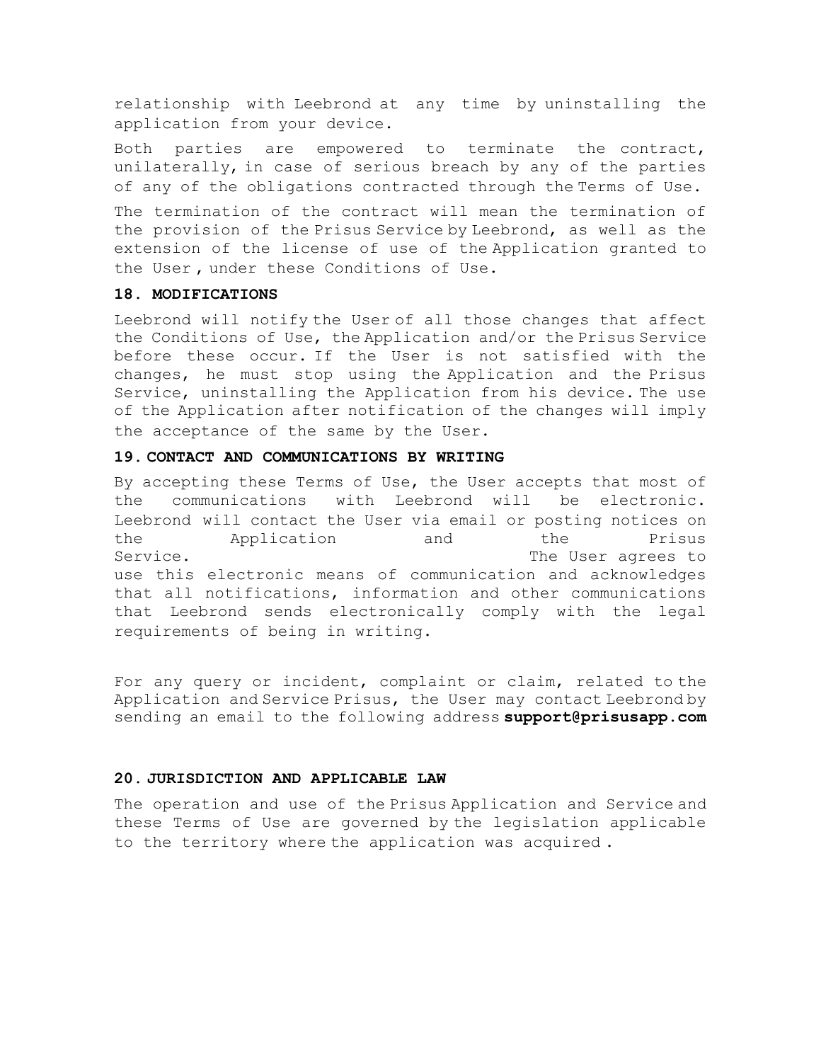relationship with Leebrond at any time by uninstalling the application from your device.

Both parties are empowered to terminate the contract, unilaterally, in case of serious breach by any of the parties of any of the obligations contracted through the Terms of Use.

The termination of the contract will mean the termination of the provision of the Prisus Service by Leebrond, as well as the extension of the license of use of the Application granted to the User , under these Conditions of Use.

**18. MODIFICATIONS**

Leebrond will notify the User of all those changes that affect the Conditions of Use, the Application and/or the Prisus Service before these occur. If the User is not satisfied with the changes, he must stop using the Application and the Prisus Service, uninstalling the Application from his device. The use of the Application after notification of the changes will imply the acceptance of the same by the User.

**19. CONTACT AND COMMUNICATIONS BY WRITING**

By accepting these Terms of Use, the User accepts that most of the communications with Leebrond will be electronic. Leebrond will contact the User via email or posting notices on the Application and the Prisus Service. The User agrees to use this electronic means of communication and acknowledges that all notifications, information and other communications that Leebrond sends electronically comply with the legal requirements of being in writing.

For any query or incident, complaint or claim, related to the Application and Service Prisus, the User may contact Leebrond by sending an email to the following address **support@prisusapp.com**

**20. JURISDICTION AND APPLICABLE LAW**

The operation and use of the Prisus Application and Service and these Terms of Use are governed by the legislation applicable to the territory where the application was acquired .